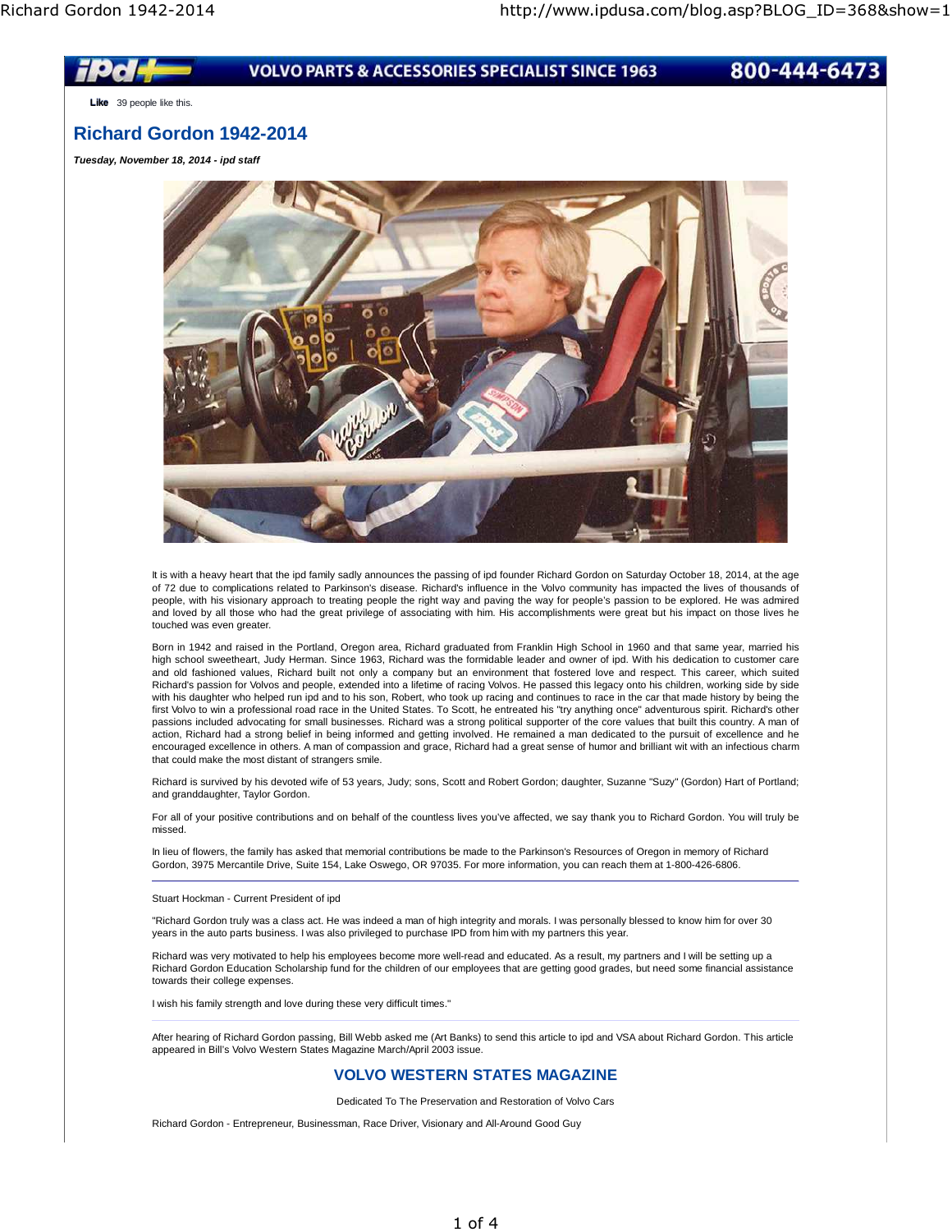VOLVO PARTS & ACCESSORIES SPECIALIST SINCE 1963 800-444-6473

Like 39 people like this.

# Richard Gordon 1942-2014

***Tuesday, November 18, 2014 - ipd staff***

It is with a heavy heart that the ipd family sadly announces the passing of ipd founder Richard Gordon on Saturday October 18, 2014, at the age of 72 due to complications related to Parkinson's disease. Richard's influence in the Volvo community has impacted the lives of thousands of people, with his visionary approach to treating people the right way and paving the way for people's passion to be explored. He was admired and loved by all those who had the great privilege of associating with him. His accomplishments were great but his impact on those lives he touched was even greater.

Born in 1942 and raised in the Portland, Oregon area, Richard graduated from Franklin High School in 1960 and that same year, married his high school sweetheart, Judy Herman. Since 1963, Richard was the formidable leader and owner of ipd. With his dedication to customer care and old fashioned values, Richard built not only a company but an environment that fostered love and respect. This career, which suited Richard's passion for Volvos and people, extended into a lifetime of racing Volvos. He passed this legacy onto his children, working side by side with his daughter who helped run ipd and to his son, Robert, who took up racing and continues to race in the car that made history by being the first Volvo to win a professional road race in the United States. To Scott, he entreated his "try anything once" adventurous spirit. Richard's other passions included advocating for small businesses. Richard was a strong political supporter of the core values that built this country. A man of action, Richard had a strong belief in being informed and getting involved. He remained a man dedicated to the pursuit of excellence and he encouraged excellence in others. A man of compassion and grace, Richard had a great sense of humor and brilliant wit with an infectious charm that could make the most distant of strangers smile.

Richard is survived by his devoted wife of 53 years, Judy; sons, Scott and Robert Gordon; daughter, Suzanne "Suzy" (Gordon) Hart of Portland; and granddaughter, Taylor Gordon.

For all of your positive contributions and on behalf of the countless lives you've affected, we say thank you to Richard Gordon. You will truly be missed.

In lieu of flowers, the family has asked that memorial contributions be made to the Parkinson's Resources of Oregon in memory of Richard Gordon, 3975 Mercantile Drive, Suite 154, Lake Oswego, OR 97035. For more information, you can reach them at 1-800-426-6806.

---

Stuart Hockman - Current President of ipd

"Richard Gordon truly was a class act. He was indeed a man of high integrity and morals. I was personally blessed to know him for over 30 years in the auto parts business. I was also privileged to purchase IPD from him with my partners this year.

Richard was very motivated to help his employees become more well-read and educated. As a result, my partners and I will be setting up a Richard Gordon Education Scholarship fund for the children of our employees that are getting good grades, but need some financial assistance towards their college expenses.

I wish his family strength and love during these very difficult times."

---

After hearing of Richard Gordon passing, Bill Webb asked me (Art Banks) to send this article to ipd and VSA about Richard Gordon. This article appeared in Bill's Volvo Western States Magazine March/April 2003 issue.

## VOLVO WESTERN STATES MAGAZINE

Dedicated To The Preservation and Restoration of Volvo Cars

Richard Gordon - Entrepreneur, Businessman, Race Driver, Visionary and All-Around Good Guy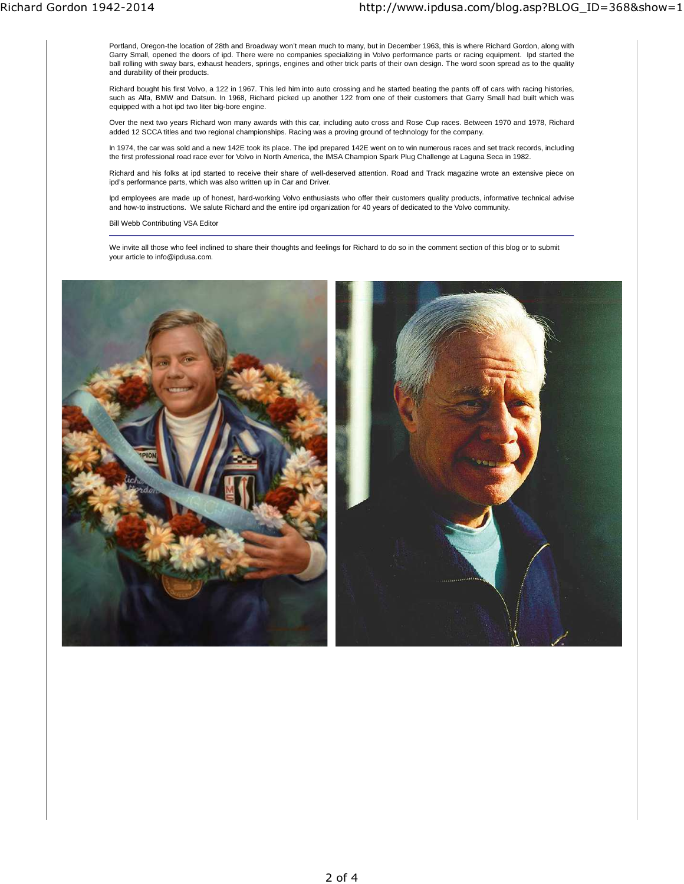Portland, Oregon-the location of 28th and Broadway won't mean much to many, but in December 1963, this is where Richard Gordon, along with Garry Small, opened the doors of ipd. There were no companies specializing in Volvo performance parts or racing equipment. Ipd started the ball rolling with sway bars, exhaust headers, springs, engines and other trick parts of their own design. The word soon spread as to the quality and durability of their products.

Richard bought his first Volvo, a 122 in 1967. This led him into auto crossing and he started beating the pants off of cars with racing histories, such as Alfa, BMW and Datsun. In 1968, Richard picked up another 122 from one of their customers that Garry Small had built which was equipped with a hot ipd two liter big-bore engine.

Over the next two years Richard won many awards with this car, including auto cross and Rose Cup races. Between 1970 and 1978, Richard added 12 SCCA titles and two regional championships. Racing was a proving ground of technology for the company.

In 1974, the car was sold and a new 142E took its place. The ipd prepared 142E went on to win numerous races and set track records, including the first professional road race ever for Volvo in North America, the IMSA Champion Spark Plug Challenge at Laguna Seca in 1982.

Richard and his folks at ipd started to receive their share of well-deserved attention. Road and Track magazine wrote an extensive piece on ipd's performance parts, which was also written up in Car and Driver.

Ipd employees are made up of honest, hard-working Volvo enthusiasts who offer their customers quality products, informative technical advise and how-to instructions. We salute Richard and the entire ipd organization for 40 years of dedicated to the Volvo community.

Bill Webb Contributing VSA Editor

---

We invite all those who feel inclined to share their thoughts and feelings for Richard to do so in the comment section of this blog or to submit your article to info@ipdusa.com.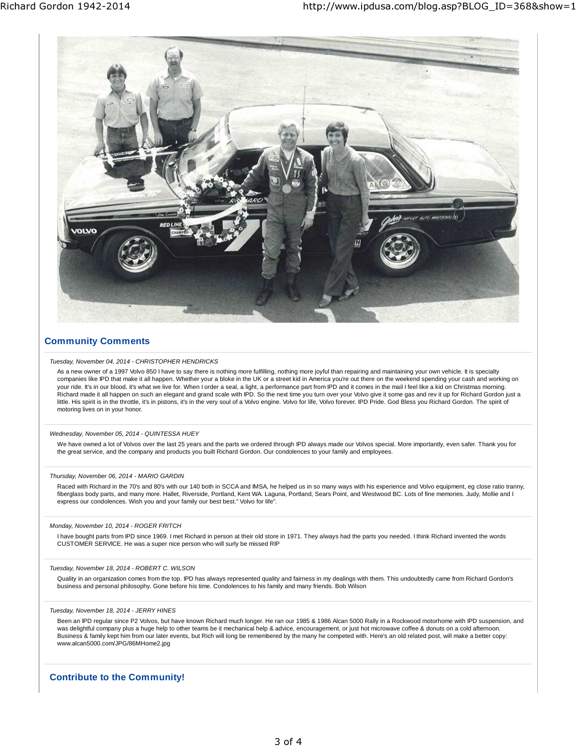## Community Comments

*Tuesday, November 04, 2014 - CHRISTOPHER HENDRICKS*

As a new owner of a 1997 Volvo 850 I have to say there is nothing more fulfilling, nothing more joyful than repairing and maintaining your own vehicle. It is specialty companies like IPD that make it all happen. Whether your a bloke in the UK or a street kid in America you're out there on the weekend spending your cash and working on your ride. It's in our blood, it's what we live for. When I order a seal, a light, a performance part from IPD and it comes in the mail I feel like a kid on Christmas morning. Richard made it all happen on such an elegant and grand scale with IPD. So the next time you turn over your Volvo give it some gas and rev it up for Richard Gordon just a little. His spirit is in the throttle, it's in pistons, it's in the very soul of a Volvo engine. Volvo for life, Volvo forever. IPD Pride. God Bless you Richard Gordon. The spirit of motoring lives on in your honor.

*Wednesday, November 05, 2014 - QUINTESSA HUEY*

We have owned a lot of Volvos over the last 25 years and the parts we ordered through IPD always made our Volvos special. More importantly, even safer. Thank you for the great service, and the company and products you built Richard Gordon. Our condolences to your family and employees.

*Thursday, November 06, 2014 - MARIO GARDIN*

Raced with Richard in the 70's and 80's with our 140 both in SCCA and IMSA, he helped us in so many ways with his experience and Volvo equipment, eg close ratio tranny, fiberglass body parts, and many more. Hallet, Riverside, Portland, Kent WA. Laguna, Portland, Sears Point, and Westwood BC. Lots of fine memories. Judy, Mollie and I express our condolences. Wish you and your family our best best." Volvo for life".

*Monday, November 10, 2014 - ROGER FRITCH*

I have bought parts from IPD since 1969. I met Richard in person at their old store in 1971. They always had the parts you needed. I think Richard invented the words CUSTOMER SERVICE. He was a super nice person who will surly be missed RIP

*Tuesday, November 18, 2014 - ROBERT C. WILSON*

Quality in an organization comes from the top. IPD has always represented quality and fairness in my dealings with them. This undoubtedly came from Richard Gordon's business and personal philosophy. Gone before his time. Condolences to his family and many friends. Bob Wilson

*Tuesday, November 18, 2014 - JERRY HINES*

Been an IPD regular since P2 Volvos, but have known Richard much longer. He ran our 1985 & 1986 Alcan 5000 Rally in a Rockwood motorhome with IPD suspension, and was delightful company plus a huge help to other teams be it mechanical help & advice, encouragement, or just hot microwave coffee & donuts on a cold afternoon. Business & family kept him from our later events, but Rich will long be remembered by the many he competed with. Here's an old related post, will make a better copy: www.alcan5000.com/JPG/86MHome2.jpg

## Contribute to the Community!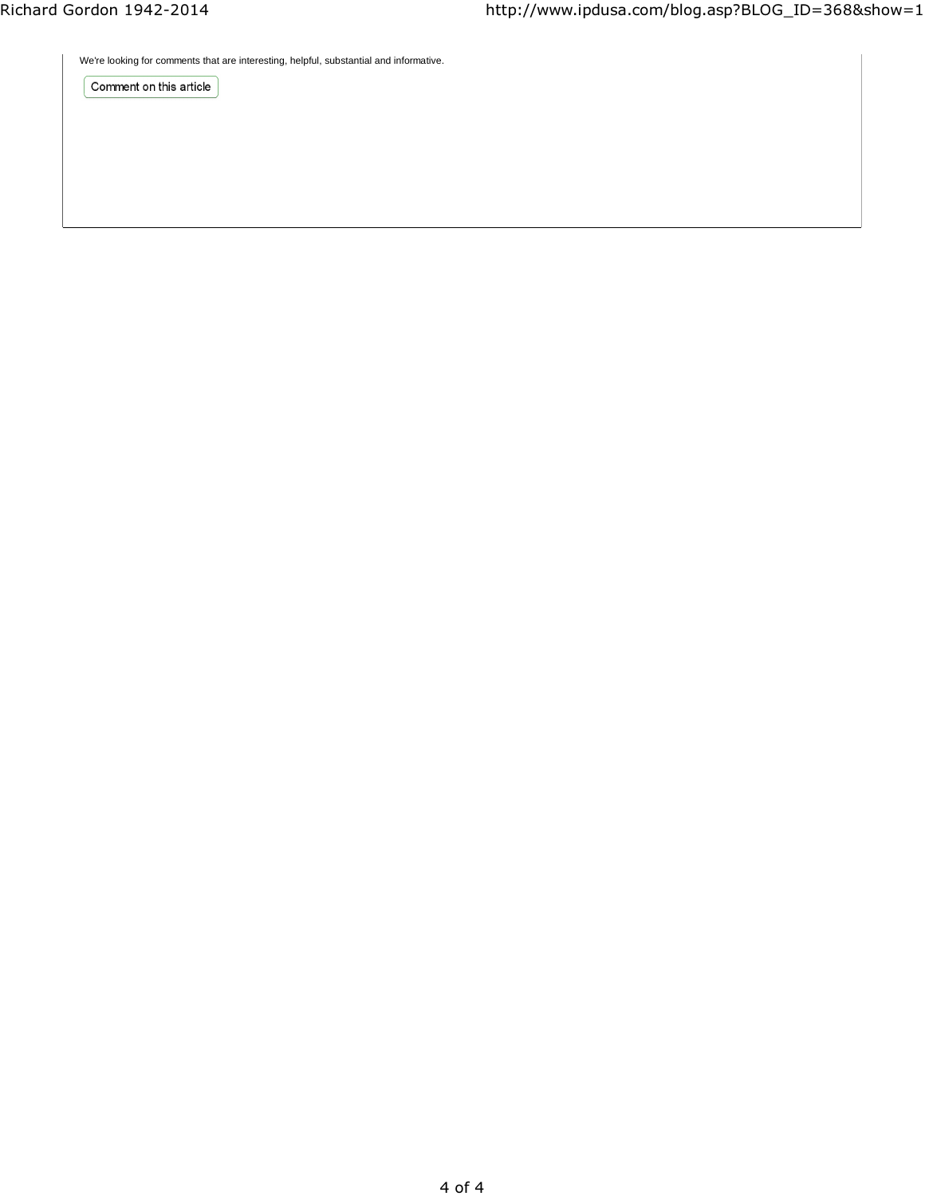We're looking for comments that are interesting, helpful, substantial and informative.

Comment on this article